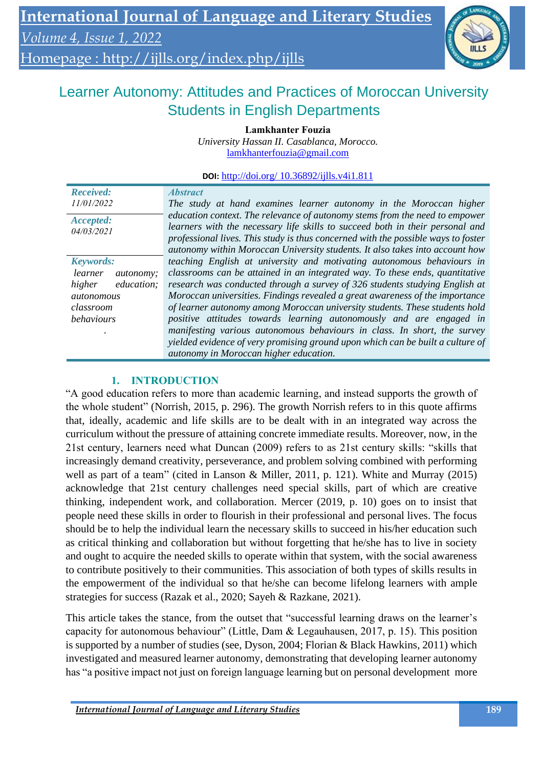# Learner Autonomy: Attitudes and Practices of Moroccan University Students in English Departments

**Lamkhanter Fouzia**
*University Hassan II. Casablanca, Morocco.*
lamkhanterfouzia@gmail.com

**DOI:** http://doi.org/ 10.36892/ijlls.v4i1.811

*Received:* 11/01/2022

*Accepted:* 04/03/2021

*Keywords:* learner autonomy; higher education; autonomous classroom behaviours

*Abstract*

*The study at hand examines learner autonomy in the Moroccan higher education context. The relevance of autonomy stems from the need to empower learners with the necessary life skills to succeed both in their personal and professional lives. This study is thus concerned with the possible ways to foster autonomy within Moroccan University students. It also takes into account how teaching English at university and motivating autonomous behaviours in classrooms can be attained in an integrated way. To these ends, quantitative research was conducted through a survey of 326 students studying English at Moroccan universities. Findings revealed a great awareness of the importance of learner autonomy among Moroccan university students. These students hold positive attitudes towards learning autonomously and are engaged in manifesting various autonomous behaviours in class. In short, the survey yielded evidence of very promising ground upon which can be built a culture of autonomy in Moroccan higher education.*

## 1. INTRODUCTION

"A good education refers to more than academic learning, and instead supports the growth of the whole student" (Norrish, 2015, p. 296). The growth Norrish refers to in this quote affirms that, ideally, academic and life skills are to be dealt with in an integrated way across the curriculum without the pressure of attaining concrete immediate results. Moreover, now, in the 21st century, learners need what Duncan (2009) refers to as 21st century skills: "skills that increasingly demand creativity, perseverance, and problem solving combined with performing well as part of a team" (cited in Lanson & Miller, 2011, p. 121). White and Murray (2015) acknowledge that 21st century challenges need special skills, part of which are creative thinking, independent work, and collaboration. Mercer (2019, p. 10) goes on to insist that people need these skills in order to flourish in their professional and personal lives. The focus should be to help the individual learn the necessary skills to succeed in his/her education such as critical thinking and collaboration but without forgetting that he/she has to live in society and ought to acquire the needed skills to operate within that system, with the social awareness to contribute positively to their communities. This association of both types of skills results in the empowerment of the individual so that he/she can become lifelong learners with ample strategies for success (Razak et al., 2020; Sayeh & Razkane, 2021).

This article takes the stance, from the outset that "successful learning draws on the learner's capacity for autonomous behaviour" (Little, Dam & Legauhausen, 2017, p. 15). This position is supported by a number of studies (see, Dyson, 2004; Florian & Black Hawkins, 2011) which investigated and measured learner autonomy, demonstrating that developing learner autonomy has "a positive impact not just on foreign language learning but on personal development more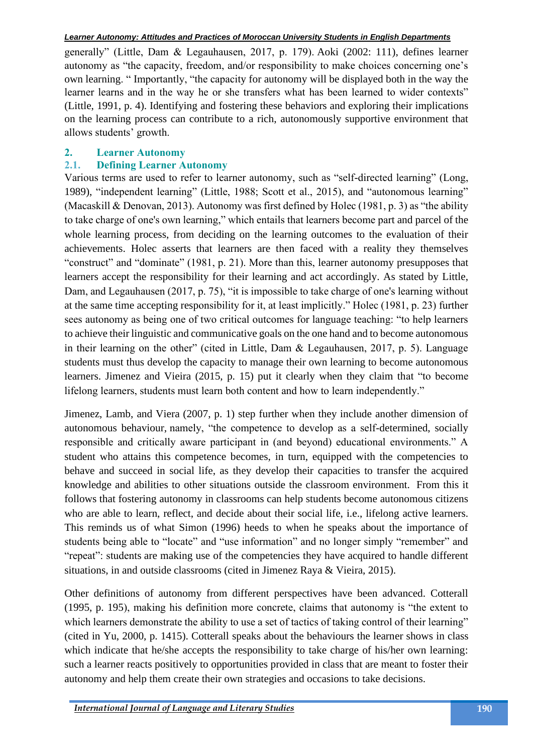generally" (Little, Dam & Legauhausen, 2017, p. 179). Aoki (2002: 111), defines learner autonomy as "the capacity, freedom, and/or responsibility to make choices concerning one's own learning. " Importantly, "the capacity for autonomy will be displayed both in the way the learner learns and in the way he or she transfers what has been learned to wider contexts" (Little, 1991, p. 4). Identifying and fostering these behaviors and exploring their implications on the learning process can contribute to a rich, autonomously supportive environment that allows students' growth.

## 2. Learner Autonomy

### 2.1. Defining Learner Autonomy

Various terms are used to refer to learner autonomy, such as "self-directed learning" (Long, 1989), "independent learning" (Little, 1988; Scott et al., 2015), and "autonomous learning" (Macaskill & Denovan, 2013). Autonomy was first defined by Holec (1981, p. 3) as "the ability to take charge of one's own learning," which entails that learners become part and parcel of the whole learning process, from deciding on the learning outcomes to the evaluation of their achievements. Holec asserts that learners are then faced with a reality they themselves "construct" and "dominate" (1981, p. 21). More than this, learner autonomy presupposes that learners accept the responsibility for their learning and act accordingly. As stated by Little, Dam, and Legauhausen (2017, p. 75), "it is impossible to take charge of one's learning without at the same time accepting responsibility for it, at least implicitly." Holec (1981, p. 23) further sees autonomy as being one of two critical outcomes for language teaching: "to help learners to achieve their linguistic and communicative goals on the one hand and to become autonomous in their learning on the other" (cited in Little, Dam & Legauhausen, 2017, p. 5). Language students must thus develop the capacity to manage their own learning to become autonomous learners. Jimenez and Vieira (2015, p. 15) put it clearly when they claim that "to become lifelong learners, students must learn both content and how to learn independently."

Jimenez, Lamb, and Viera (2007, p. 1) step further when they include another dimension of autonomous behaviour, namely, "the competence to develop as a self-determined, socially responsible and critically aware participant in (and beyond) educational environments." A student who attains this competence becomes, in turn, equipped with the competencies to behave and succeed in social life, as they develop their capacities to transfer the acquired knowledge and abilities to other situations outside the classroom environment. From this it follows that fostering autonomy in classrooms can help students become autonomous citizens who are able to learn, reflect, and decide about their social life, i.e., lifelong active learners. This reminds us of what Simon (1996) heeds to when he speaks about the importance of students being able to "locate" and "use information" and no longer simply "remember" and "repeat": students are making use of the competencies they have acquired to handle different situations, in and outside classrooms (cited in Jimenez Raya & Vieira, 2015).

Other definitions of autonomy from different perspectives have been advanced. Cotterall (1995, p. 195), making his definition more concrete, claims that autonomy is "the extent to which learners demonstrate the ability to use a set of tactics of taking control of their learning" (cited in Yu, 2000, p. 1415). Cotterall speaks about the behaviours the learner shows in class which indicate that he/she accepts the responsibility to take charge of his/her own learning: such a learner reacts positively to opportunities provided in class that are meant to foster their autonomy and help them create their own strategies and occasions to take decisions.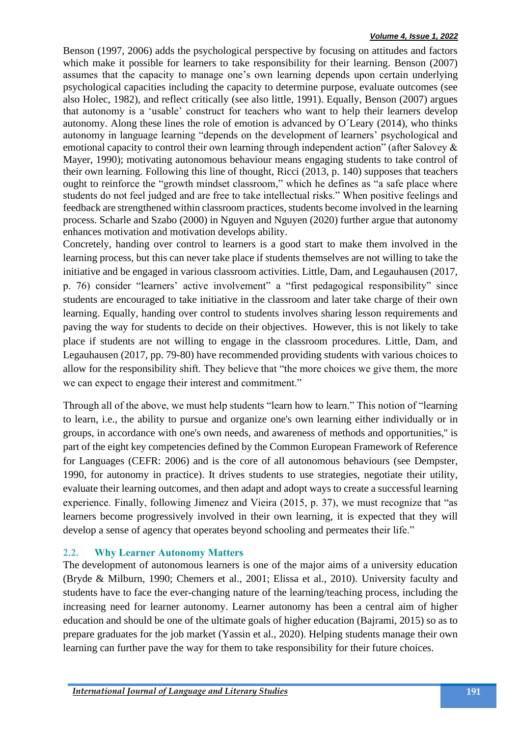Benson (1997, 2006) adds the psychological perspective by focusing on attitudes and factors which make it possible for learners to take responsibility for their learning. Benson (2007) assumes that the capacity to manage one's own learning depends upon certain underlying psychological capacities including the capacity to determine purpose, evaluate outcomes (see also Holec, 1982), and reflect critically (see also little, 1991). Equally, Benson (2007) argues that autonomy is a 'usable' construct for teachers who want to help their learners develop autonomy. Along these lines the role of emotion is advanced by O´Leary (2014), who thinks autonomy in language learning "depends on the development of learners' psychological and emotional capacity to control their own learning through independent action" (after Salovey & Mayer, 1990); motivating autonomous behaviour means engaging students to take control of their own learning. Following this line of thought, Ricci (2013, p. 140) supposes that teachers ought to reinforce the "growth mindset classroom," which he defines as "a safe place where students do not feel judged and are free to take intellectual risks." When positive feelings and feedback are strengthened within classroom practices, students become involved in the learning process. Scharle and Szabo (2000) in Nguyen and Nguyen (2020) further argue that autonomy enhances motivation and motivation develops ability.

Concretely, handing over control to learners is a good start to make them involved in the learning process, but this can never take place if students themselves are not willing to take the initiative and be engaged in various classroom activities. Little, Dam, and Legauhausen (2017, p. 76) consider "learners' active involvement" a "first pedagogical responsibility" since students are encouraged to take initiative in the classroom and later take charge of their own learning. Equally, handing over control to students involves sharing lesson requirements and paving the way for students to decide on their objectives. However, this is not likely to take place if students are not willing to engage in the classroom procedures. Little, Dam, and Legauhausen (2017, pp. 79-80) have recommended providing students with various choices to allow for the responsibility shift. They believe that "the more choices we give them, the more we can expect to engage their interest and commitment."

Through all of the above, we must help students "learn how to learn." This notion of "learning to learn, i.e., the ability to pursue and organize one's own learning either individually or in groups, in accordance with one's own needs, and awareness of methods and opportunities," is part of the eight key competencies defined by the Common European Framework of Reference for Languages (CEFR: 2006) and is the core of all autonomous behaviours (see Dempster, 1990, for autonomy in practice). It drives students to use strategies, negotiate their utility, evaluate their learning outcomes, and then adapt and adopt ways to create a successful learning experience. Finally, following Jimenez and Vieira (2015, p. 37), we must recognize that "as learners become progressively involved in their own learning, it is expected that they will develop a sense of agency that operates beyond schooling and permeates their life."

### 2.2. Why Learner Autonomy Matters

The development of autonomous learners is one of the major aims of a university education (Bryde & Milburn, 1990; Chemers et al., 2001; Elissa et al., 2010). University faculty and students have to face the ever-changing nature of the learning/teaching process, including the increasing need for learner autonomy. Learner autonomy has been a central aim of higher education and should be one of the ultimate goals of higher education (Bajrami, 2015) so as to prepare graduates for the job market (Yassin et al., 2020). Helping students manage their own learning can further pave the way for them to take responsibility for their future choices.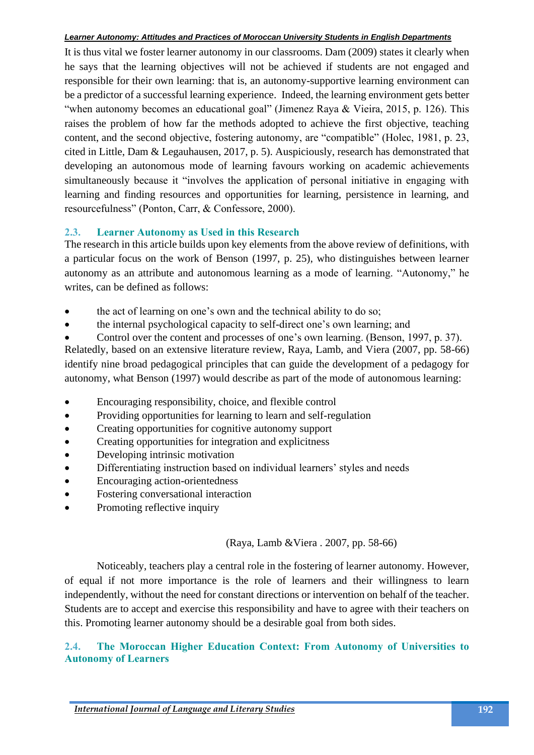It is thus vital we foster learner autonomy in our classrooms. Dam (2009) states it clearly when he says that the learning objectives will not be achieved if students are not engaged and responsible for their own learning: that is, an autonomy-supportive learning environment can be a predictor of a successful learning experience. Indeed, the learning environment gets better "when autonomy becomes an educational goal" (Jimenez Raya & Vieira, 2015, p. 126). This raises the problem of how far the methods adopted to achieve the first objective, teaching content, and the second objective, fostering autonomy, are "compatible" (Holec, 1981, p. 23, cited in Little, Dam & Legauhausen, 2017, p. 5). Auspiciously, research has demonstrated that developing an autonomous mode of learning favours working on academic achievements simultaneously because it "involves the application of personal initiative in engaging with learning and finding resources and opportunities for learning, persistence in learning, and resourcefulness" (Ponton, Carr, & Confessore, 2000).

## 2.3. Learner Autonomy as Used in this Research

The research in this article builds upon key elements from the above review of definitions, with a particular focus on the work of Benson (1997, p. 25), who distinguishes between learner autonomy as an attribute and autonomous learning as a mode of learning. "Autonomy," he writes, can be defined as follows:

- the act of learning on one's own and the technical ability to do so;
- the internal psychological capacity to self-direct one's own learning; and
- Control over the content and processes of one's own learning. (Benson, 1997, p. 37).

Relatedly, based on an extensive literature review, Raya, Lamb, and Viera (2007, pp. 58-66) identify nine broad pedagogical principles that can guide the development of a pedagogy for autonomy, what Benson (1997) would describe as part of the mode of autonomous learning:

- Encouraging responsibility, choice, and flexible control
- Providing opportunities for learning to learn and self-regulation
- Creating opportunities for cognitive autonomy support
- Creating opportunities for integration and explicitness
- Developing intrinsic motivation
- Differentiating instruction based on individual learners' styles and needs
- Encouraging action-orientedness
- Fostering conversational interaction
- Promoting reflective inquiry

(Raya, Lamb &Viera . 2007, pp. 58-66)

Noticeably, teachers play a central role in the fostering of learner autonomy. However, of equal if not more importance is the role of learners and their willingness to learn independently, without the need for constant directions or intervention on behalf of the teacher. Students are to accept and exercise this responsibility and have to agree with their teachers on this. Promoting learner autonomy should be a desirable goal from both sides.

## 2.4. The Moroccan Higher Education Context: From Autonomy of Universities to Autonomy of Learners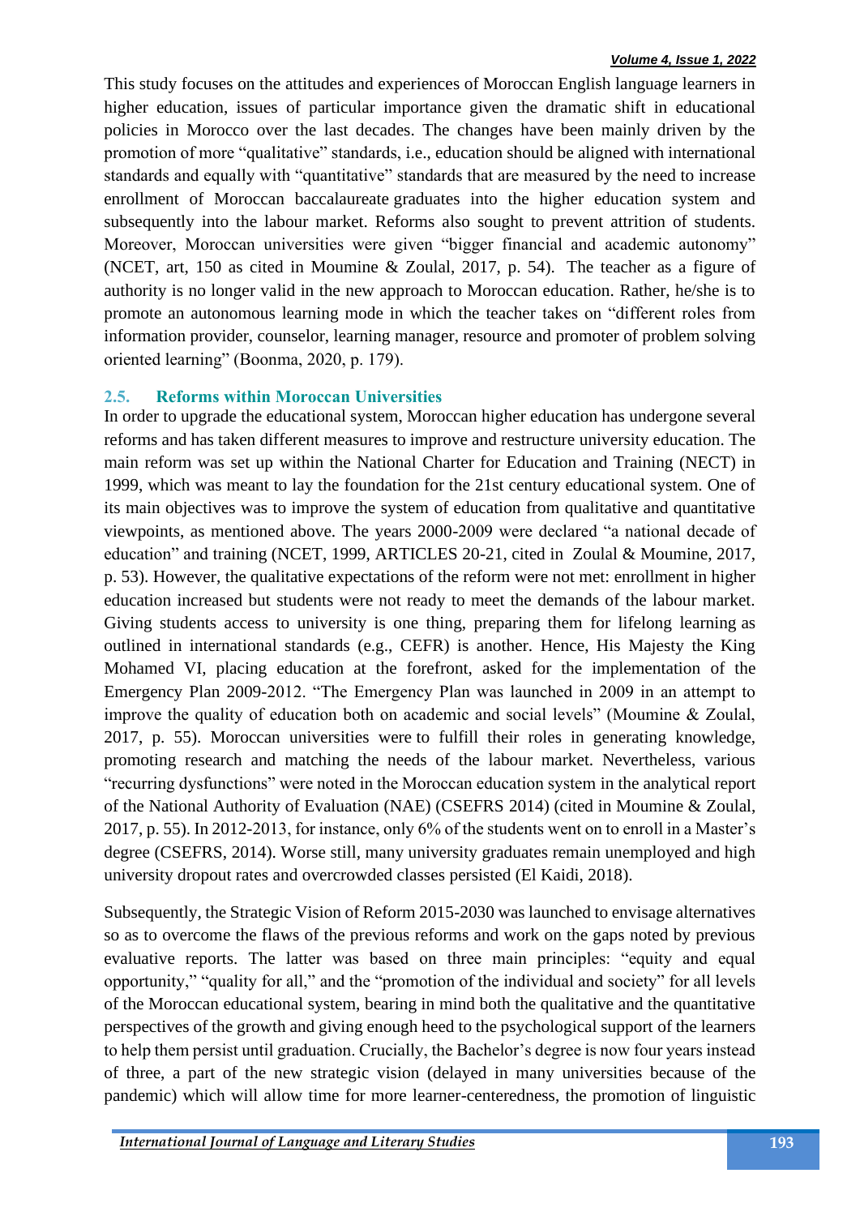This study focuses on the attitudes and experiences of Moroccan English language learners in higher education, issues of particular importance given the dramatic shift in educational policies in Morocco over the last decades. The changes have been mainly driven by the promotion of more "qualitative" standards, i.e., education should be aligned with international standards and equally with "quantitative" standards that are measured by the need to increase enrollment of Moroccan baccalaureate graduates into the higher education system and subsequently into the labour market. Reforms also sought to prevent attrition of students. Moreover, Moroccan universities were given "bigger financial and academic autonomy" (NCET, art, 150 as cited in Moumine & Zoulal, 2017, p. 54). The teacher as a figure of authority is no longer valid in the new approach to Moroccan education. Rather, he/she is to promote an autonomous learning mode in which the teacher takes on "different roles from information provider, counselor, learning manager, resource and promoter of problem solving oriented learning" (Boonma, 2020, p. 179).

## 2.5. Reforms within Moroccan Universities

In order to upgrade the educational system, Moroccan higher education has undergone several reforms and has taken different measures to improve and restructure university education. The main reform was set up within the National Charter for Education and Training (NECT) in 1999, which was meant to lay the foundation for the 21st century educational system. One of its main objectives was to improve the system of education from qualitative and quantitative viewpoints, as mentioned above. The years 2000-2009 were declared "a national decade of education" and training (NCET, 1999, ARTICLES 20-21, cited in Zoulal & Moumine, 2017, p. 53). However, the qualitative expectations of the reform were not met: enrollment in higher education increased but students were not ready to meet the demands of the labour market. Giving students access to university is one thing, preparing them for lifelong learning as outlined in international standards (e.g., CEFR) is another. Hence, His Majesty the King Mohamed VI, placing education at the forefront, asked for the implementation of the Emergency Plan 2009-2012. "The Emergency Plan was launched in 2009 in an attempt to improve the quality of education both on academic and social levels" (Moumine & Zoulal, 2017, p. 55). Moroccan universities were to fulfill their roles in generating knowledge, promoting research and matching the needs of the labour market. Nevertheless, various "recurring dysfunctions" were noted in the Moroccan education system in the analytical report of the National Authority of Evaluation (NAE) (CSEFRS 2014) (cited in Moumine & Zoulal, 2017, p. 55). In 2012-2013, for instance, only 6% of the students went on to enroll in a Master's degree (CSEFRS, 2014). Worse still, many university graduates remain unemployed and high university dropout rates and overcrowded classes persisted (El Kaidi, 2018).

Subsequently, the Strategic Vision of Reform 2015-2030 was launched to envisage alternatives so as to overcome the flaws of the previous reforms and work on the gaps noted by previous evaluative reports. The latter was based on three main principles: "equity and equal opportunity," "quality for all," and the "promotion of the individual and society" for all levels of the Moroccan educational system, bearing in mind both the qualitative and the quantitative perspectives of the growth and giving enough heed to the psychological support of the learners to help them persist until graduation. Crucially, the Bachelor's degree is now four years instead of three, a part of the new strategic vision (delayed in many universities because of the pandemic) which will allow time for more learner-centeredness, the promotion of linguistic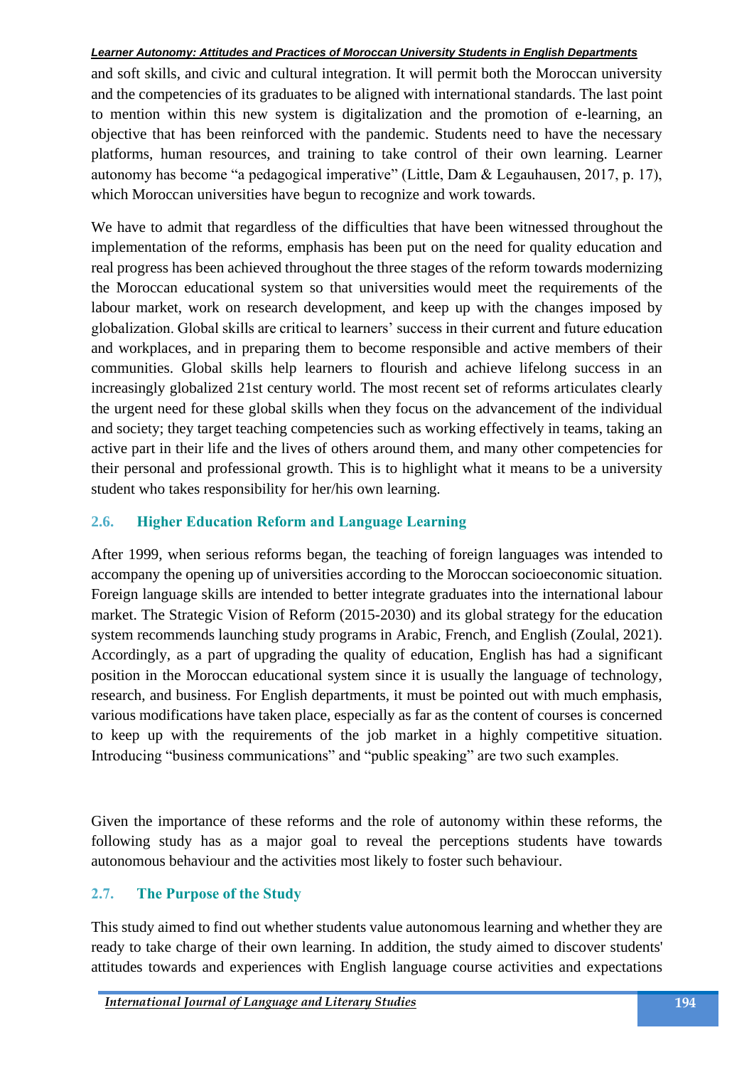and soft skills, and civic and cultural integration. It will permit both the Moroccan university and the competencies of its graduates to be aligned with international standards. The last point to mention within this new system is digitalization and the promotion of e-learning, an objective that has been reinforced with the pandemic. Students need to have the necessary platforms, human resources, and training to take control of their own learning. Learner autonomy has become "a pedagogical imperative" (Little, Dam & Legauhausen, 2017, p. 17), which Moroccan universities have begun to recognize and work towards.

We have to admit that regardless of the difficulties that have been witnessed throughout the implementation of the reforms, emphasis has been put on the need for quality education and real progress has been achieved throughout the three stages of the reform towards modernizing the Moroccan educational system so that universities would meet the requirements of the labour market, work on research development, and keep up with the changes imposed by globalization. Global skills are critical to learners' success in their current and future education and workplaces, and in preparing them to become responsible and active members of their communities. Global skills help learners to flourish and achieve lifelong success in an increasingly globalized 21st century world. The most recent set of reforms articulates clearly the urgent need for these global skills when they focus on the advancement of the individual and society; they target teaching competencies such as working effectively in teams, taking an active part in their life and the lives of others around them, and many other competencies for their personal and professional growth. This is to highlight what it means to be a university student who takes responsibility for her/his own learning.

### 2.6. Higher Education Reform and Language Learning

After 1999, when serious reforms began, the teaching of foreign languages was intended to accompany the opening up of universities according to the Moroccan socioeconomic situation. Foreign language skills are intended to better integrate graduates into the international labour market. The Strategic Vision of Reform (2015-2030) and its global strategy for the education system recommends launching study programs in Arabic, French, and English (Zoulal, 2021). Accordingly, as a part of upgrading the quality of education, English has had a significant position in the Moroccan educational system since it is usually the language of technology, research, and business. For English departments, it must be pointed out with much emphasis, various modifications have taken place, especially as far as the content of courses is concerned to keep up with the requirements of the job market in a highly competitive situation. Introducing "business communications" and "public speaking" are two such examples.

Given the importance of these reforms and the role of autonomy within these reforms, the following study has as a major goal to reveal the perceptions students have towards autonomous behaviour and the activities most likely to foster such behaviour.

### 2.7. The Purpose of the Study

This study aimed to find out whether students value autonomous learning and whether they are ready to take charge of their own learning. In addition, the study aimed to discover students' attitudes towards and experiences with English language course activities and expectations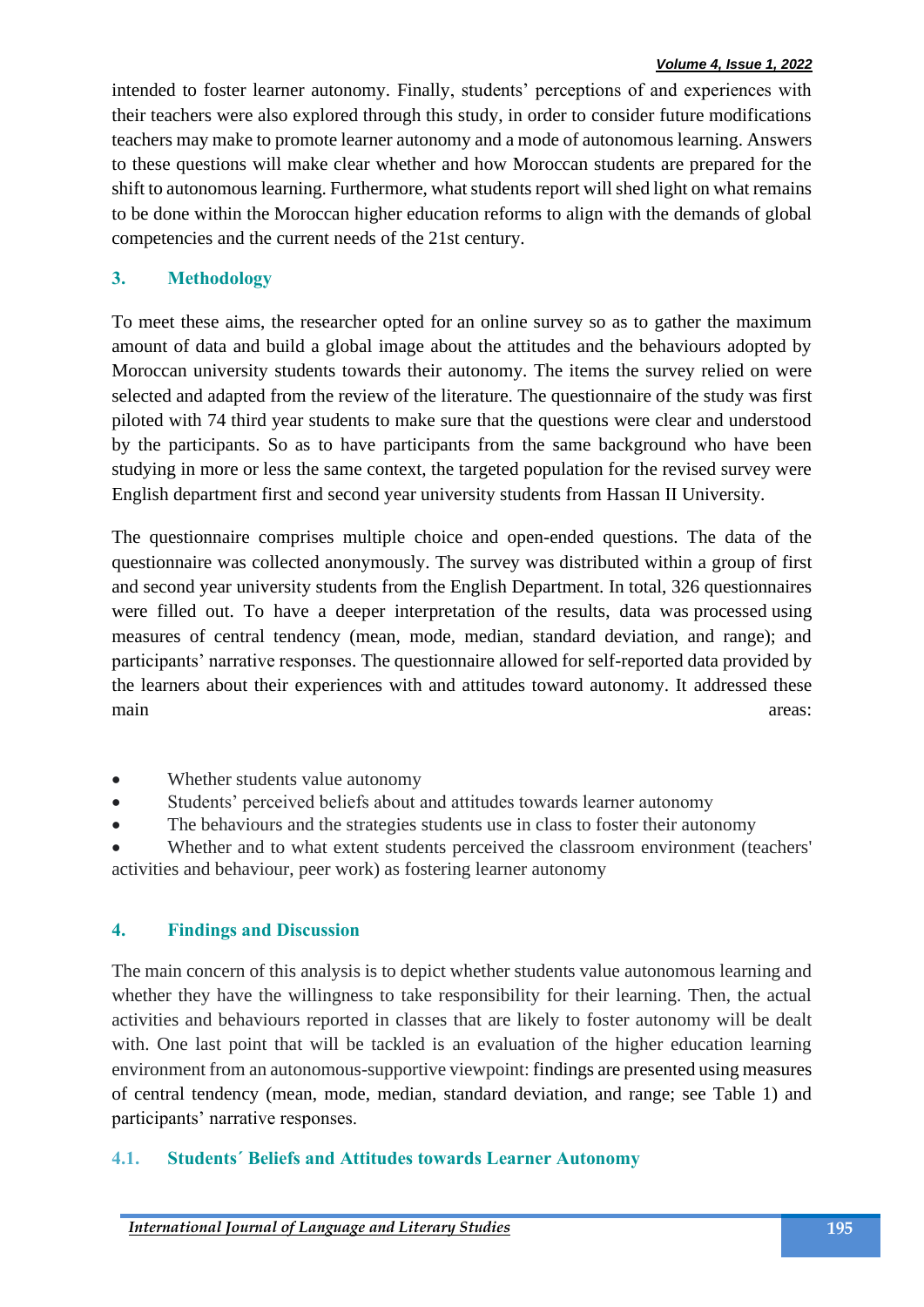intended to foster learner autonomy. Finally, students' perceptions of and experiences with their teachers were also explored through this study, in order to consider future modifications teachers may make to promote learner autonomy and a mode of autonomous learning. Answers to these questions will make clear whether and how Moroccan students are prepared for the shift to autonomous learning. Furthermore, what students report will shed light on what remains to be done within the Moroccan higher education reforms to align with the demands of global competencies and the current needs of the 21st century.

## 3. Methodology

To meet these aims, the researcher opted for an online survey so as to gather the maximum amount of data and build a global image about the attitudes and the behaviours adopted by Moroccan university students towards their autonomy. The items the survey relied on were selected and adapted from the review of the literature. The questionnaire of the study was first piloted with 74 third year students to make sure that the questions were clear and understood by the participants. So as to have participants from the same background who have been studying in more or less the same context, the targeted population for the revised survey were English department first and second year university students from Hassan II University.

The questionnaire comprises multiple choice and open-ended questions. The data of the questionnaire was collected anonymously. The survey was distributed within a group of first and second year university students from the English Department. In total, 326 questionnaires were filled out. To have a deeper interpretation of the results, data was processed using measures of central tendency (mean, mode, median, standard deviation, and range); and participants' narrative responses. The questionnaire allowed for self-reported data provided by the learners about their experiences with and attitudes toward autonomy. It addressed these main areas:

- Whether students value autonomy
- Students' perceived beliefs about and attitudes towards learner autonomy
- The behaviours and the strategies students use in class to foster their autonomy
- Whether and to what extent students perceived the classroom environment (teachers' activities and behaviour, peer work) as fostering learner autonomy

## 4. Findings and Discussion

The main concern of this analysis is to depict whether students value autonomous learning and whether they have the willingness to take responsibility for their learning. Then, the actual activities and behaviours reported in classes that are likely to foster autonomy will be dealt with. One last point that will be tackled is an evaluation of the higher education learning environment from an autonomous-supportive viewpoint: findings are presented using measures of central tendency (mean, mode, median, standard deviation, and range; see Table 1) and participants' narrative responses.

### 4.1. Students´ Beliefs and Attitudes towards Learner Autonomy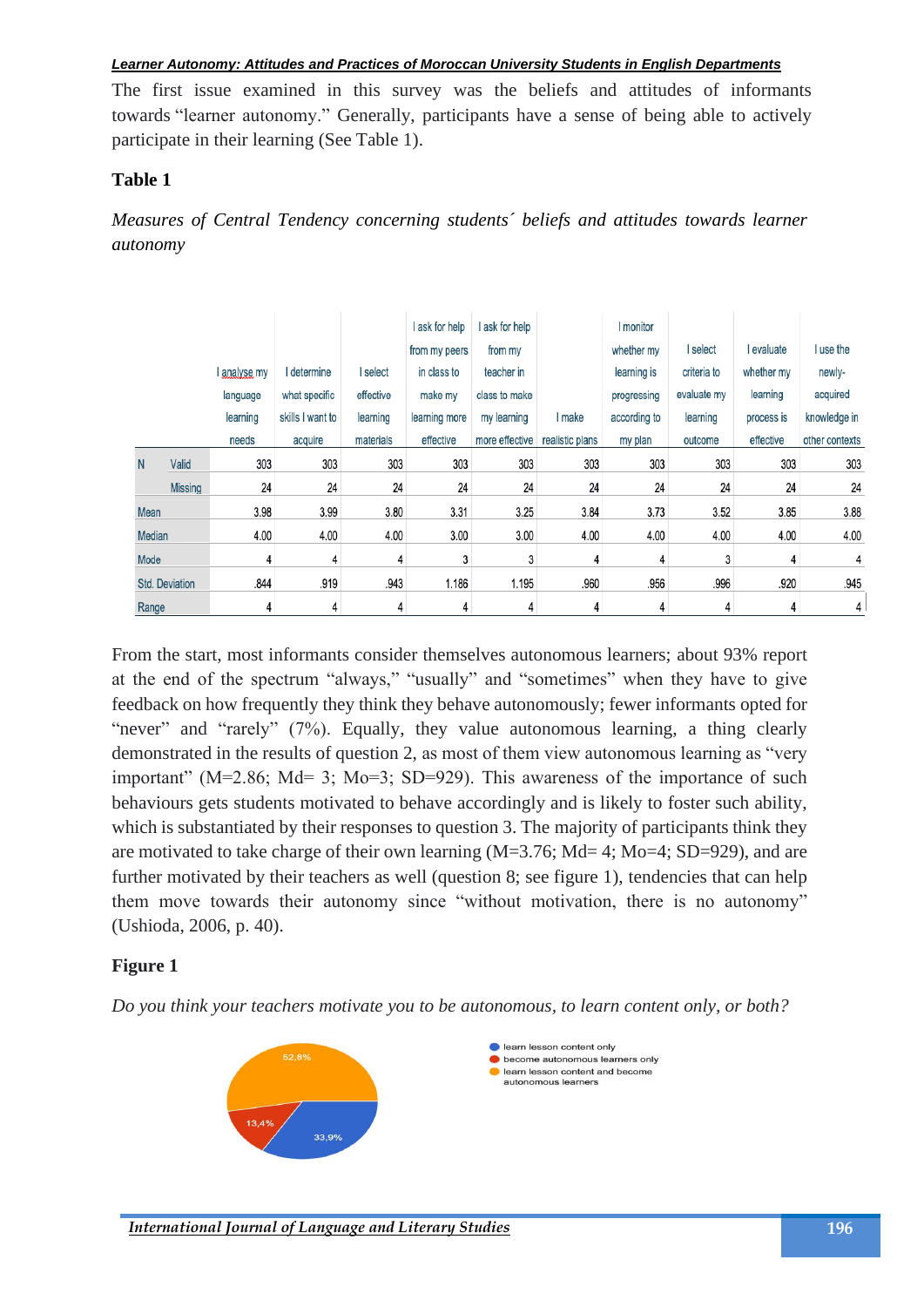The first issue examined in this survey was the beliefs and attitudes of informants towards “learner autonomy.” Generally, participants have a sense of being able to actively participate in their learning (See Table 1).

**Table 1**

*Measures of Central Tendency concerning students´ beliefs and attitudes towards learner autonomy*

| | | I analyse my language learning needs | I determine what specific skills I want to acquire | I select effective learning materials | I ask for help from my peers in class to make my learning more effective | I ask for help from my teacher in class to make my learning more effective | I make realistic plans | I monitor whether my learning is progressing according to my plan | I select criteria to evaluate my learning outcome | I evaluate whether my learning process is effective | I use the newly-acquired knowledge in other contexts |
|---|---|---|---|---|---|---|---|---|---|---|---|
| N | Valid | 303 | 303 | 303 | 303 | 303 | 303 | 303 | 303 | 303 | 303 |
| | Missing | 24 | 24 | 24 | 24 | 24 | 24 | 24 | 24 | 24 | 24 |
| Mean | | 3.98 | 3.99 | 3.80 | 3.31 | 3.25 | 3.84 | 3.73 | 3.52 | 3.85 | 3.88 |
| Median | | 4.00 | 4.00 | 4.00 | 3.00 | 3.00 | 4.00 | 4.00 | 4.00 | 4.00 | 4.00 |
| Mode | | 4 | 4 | 4 | 3 | 3 | 4 | 4 | 3 | 4 | 4 |
| Std. Deviation | | .844 | .919 | .943 | 1.186 | 1.195 | .960 | .956 | .996 | .920 | .945 |
| Range | | 4 | 4 | 4 | 4 | 4 | 4 | 4 | 4 | 4 | 4 |

From the start, most informants consider themselves autonomous learners; about 93% report at the end of the spectrum “always,” “usually” and “sometimes” when they have to give feedback on how frequently they think they behave autonomously; fewer informants opted for “never” and “rarely” (7%). Equally, they value autonomous learning, a thing clearly demonstrated in the results of question 2, as most of them view autonomous learning as “very important” (M=2.86; Md= 3; Mo=3; SD=929). This awareness of the importance of such behaviours gets students motivated to behave accordingly and is likely to foster such ability, which is substantiated by their responses to question 3. The majority of participants think they are motivated to take charge of their own learning (M=3.76; Md= 4; Mo=4; SD=929), and are further motivated by their teachers as well (question 8; see figure 1), tendencies that can help them move towards their autonomy since “without motivation, there is no autonomy” (Ushioda, 2006, p. 40).

**Figure 1**

*Do you think your teachers motivate you to be autonomous, to learn content only, or both?*

- learn lesson content only: 33,9%
- become autonomous learners only: 13,4%
- learn lesson content and become autonomous learners: 52,8%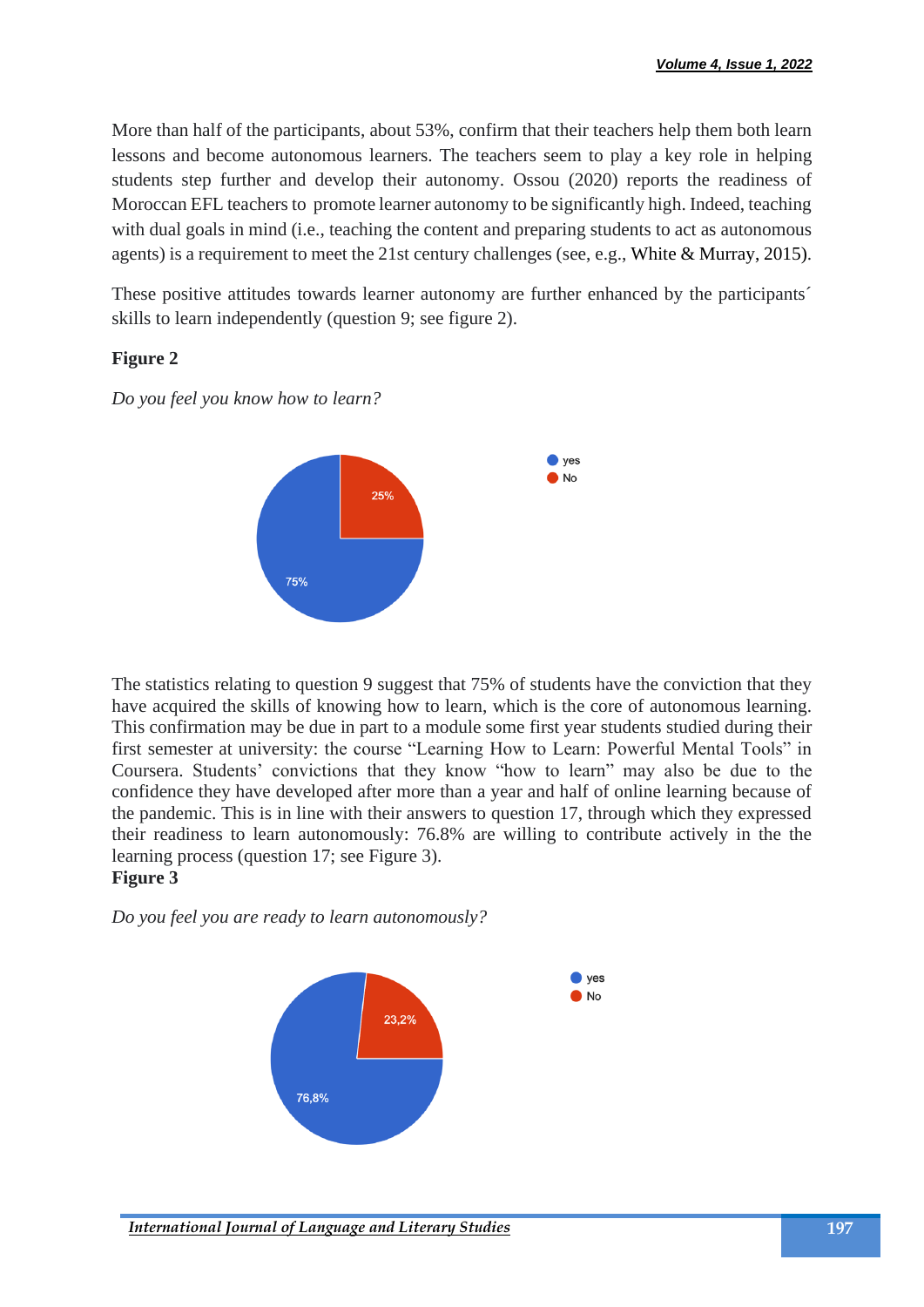More than half of the participants, about 53%, confirm that their teachers help them both learn lessons and become autonomous learners. The teachers seem to play a key role in helping students step further and develop their autonomy. Ossou (2020) reports the readiness of Moroccan EFL teachers to promote learner autonomy to be significantly high. Indeed, teaching with dual goals in mind (i.e., teaching the content and preparing students to act as autonomous agents) is a requirement to meet the 21st century challenges (see, e.g., White & Murray, 2015).

These positive attitudes towards learner autonomy are further enhanced by the participants´ skills to learn independently (question 9; see figure 2).

**Figure 2**

*Do you feel you know how to learn?*

The statistics relating to question 9 suggest that 75% of students have the conviction that they have acquired the skills of knowing how to learn, which is the core of autonomous learning. This confirmation may be due in part to a module some first year students studied during their first semester at university: the course "Learning How to Learn: Powerful Mental Tools" in Coursera. Students' convictions that they know "how to learn" may also be due to the confidence they have developed after more than a year and half of online learning because of the pandemic. This is in line with their answers to question 17, through which they expressed their readiness to learn autonomously: 76.8% are willing to contribute actively in the the learning process (question 17; see Figure 3).

**Figure 3**

*Do you feel you are ready to learn autonomously?*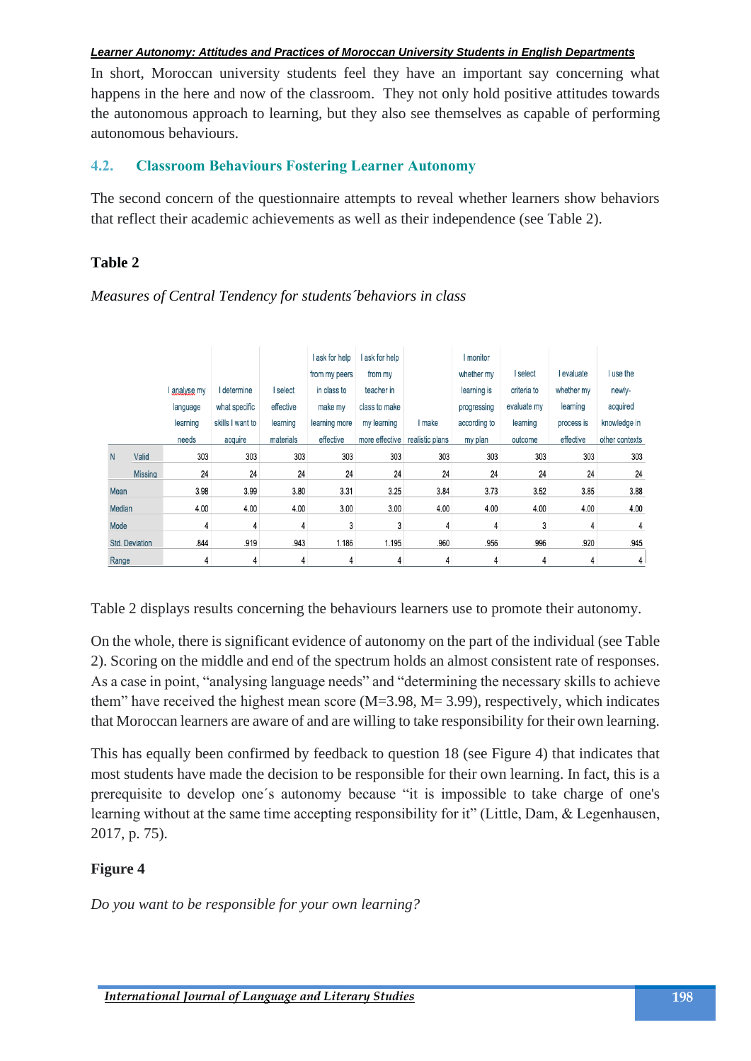In short, Moroccan university students feel they have an important say concerning what happens in the here and now of the classroom. They not only hold positive attitudes towards the autonomous approach to learning, but they also see themselves as capable of performing autonomous behaviours.

## 4.2. Classroom Behaviours Fostering Learner Autonomy

The second concern of the questionnaire attempts to reveal whether learners show behaviors that reflect their academic achievements as well as their independence (see Table 2).

**Table 2**

*Measures of Central Tendency for students´behaviors in class*

| | | I analyse my language learning needs | I determine what specific skills I want to acquire | I select effective learning materials | I ask for help from my peers in class to make my learning more effective | I ask for help from my teacher in class to make my learning more effective | I make realistic plans | I monitor whether my learning is progressing according to my plan | I select criteria to evaluate my learning outcome | I evaluate whether my learning process is effective | I use the newly-acquired knowledge in other contexts |
|---|---|---|---|---|---|---|---|---|---|---|---|
| N | Valid | 303 | 303 | 303 | 303 | 303 | 303 | 303 | 303 | 303 | 303 |
| | Missing | 24 | 24 | 24 | 24 | 24 | 24 | 24 | 24 | 24 | 24 |
| Mean | | 3.98 | 3.99 | 3.80 | 3.31 | 3.25 | 3.84 | 3.73 | 3.52 | 3.85 | 3.88 |
| Median | | 4.00 | 4.00 | 4.00 | 3.00 | 3.00 | 4.00 | 4.00 | 4.00 | 4.00 | 4.00 |
| Mode | | 4 | 4 | 4 | 3 | 3 | 4 | 4 | 3 | 4 | 4 |
| Std. Deviation | | .844 | .919 | .943 | 1.186 | 1.195 | .960 | .956 | .996 | .920 | .945 |
| Range | | 4 | 4 | 4 | 4 | 4 | 4 | 4 | 4 | 4 | 4 |

Table 2 displays results concerning the behaviours learners use to promote their autonomy.

On the whole, there is significant evidence of autonomy on the part of the individual (see Table 2). Scoring on the middle and end of the spectrum holds an almost consistent rate of responses. As a case in point, "analysing language needs" and "determining the necessary skills to achieve them" have received the highest mean score (M=3.98, M= 3.99), respectively, which indicates that Moroccan learners are aware of and are willing to take responsibility for their own learning.

This has equally been confirmed by feedback to question 18 (see Figure 4) that indicates that most students have made the decision to be responsible for their own learning. In fact, this is a prerequisite to develop one´s autonomy because "it is impossible to take charge of one's learning without at the same time accepting responsibility for it" (Little, Dam, & Legenhausen, 2017, p. 75).

**Figure 4**

*Do you want to be responsible for your own learning?*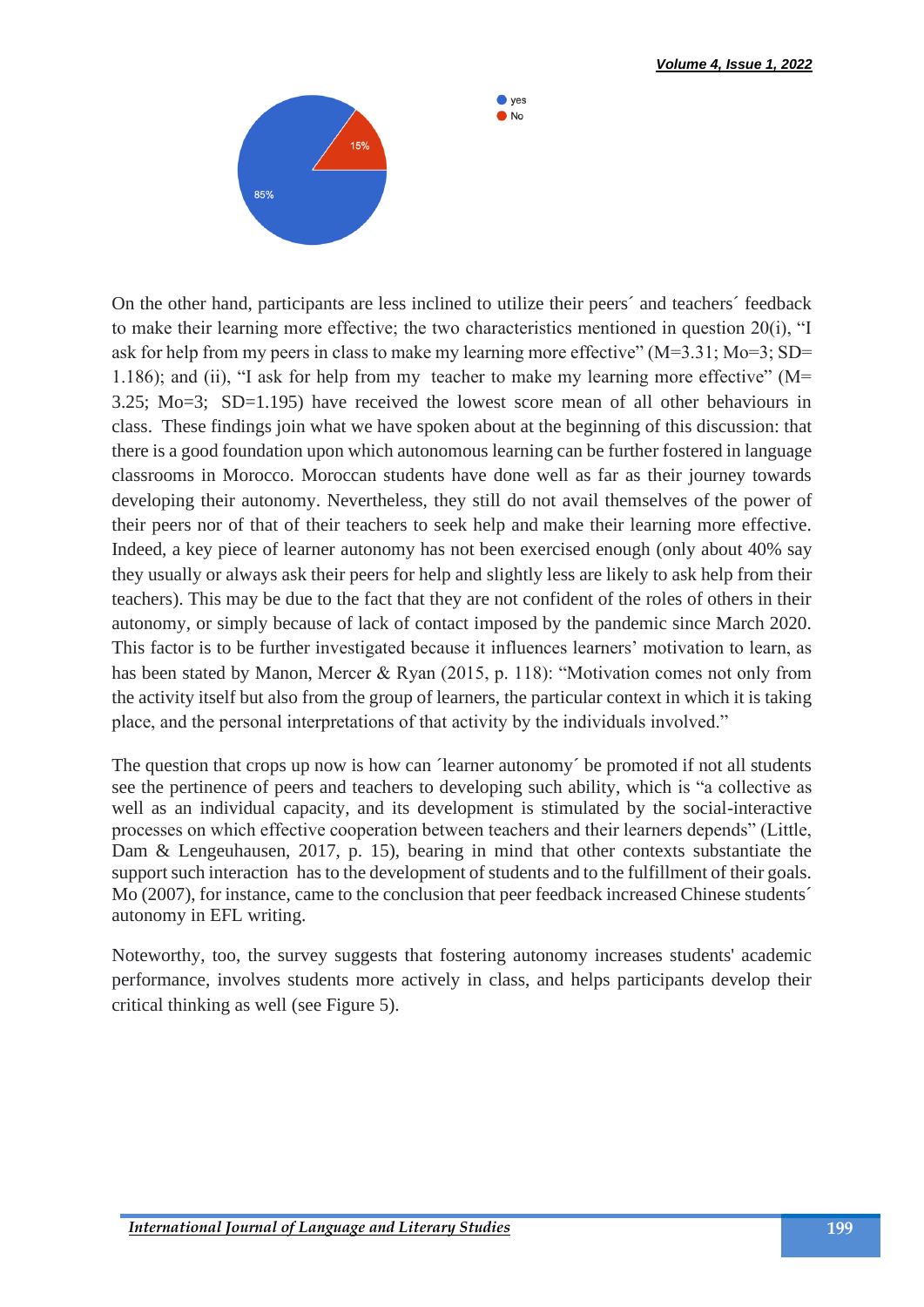On the other hand, participants are less inclined to utilize their peers´ and teachers´ feedback to make their learning more effective; the two characteristics mentioned in question 20(i), "I ask for help from my peers in class to make my learning more effective" (M=3.31; Mo=3; SD= 1.186); and (ii), "I ask for help from my teacher to make my learning more effective" (M= 3.25; Mo=3; SD=1.195) have received the lowest score mean of all other behaviours in class. These findings join what we have spoken about at the beginning of this discussion: that there is a good foundation upon which autonomous learning can be further fostered in language classrooms in Morocco. Moroccan students have done well as far as their journey towards developing their autonomy. Nevertheless, they still do not avail themselves of the power of their peers nor of that of their teachers to seek help and make their learning more effective. Indeed, a key piece of learner autonomy has not been exercised enough (only about 40% say they usually or always ask their peers for help and slightly less are likely to ask help from their teachers). This may be due to the fact that they are not confident of the roles of others in their autonomy, or simply because of lack of contact imposed by the pandemic since March 2020. This factor is to be further investigated because it influences learners' motivation to learn, as has been stated by Manon, Mercer & Ryan (2015, p. 118): "Motivation comes not only from the activity itself but also from the group of learners, the particular context in which it is taking place, and the personal interpretations of that activity by the individuals involved."

The question that crops up now is how can ´learner autonomy´ be promoted if not all students see the pertinence of peers and teachers to developing such ability, which is "a collective as well as an individual capacity, and its development is stimulated by the social-interactive processes on which effective cooperation between teachers and their learners depends" (Little, Dam & Lengeuhausen, 2017, p. 15), bearing in mind that other contexts substantiate the support such interaction has to the development of students and to the fulfillment of their goals. Mo (2007), for instance, came to the conclusion that peer feedback increased Chinese students´ autonomy in EFL writing.

Noteworthy, too, the survey suggests that fostering autonomy increases students' academic performance, involves students more actively in class, and helps participants develop their critical thinking as well (see Figure 5).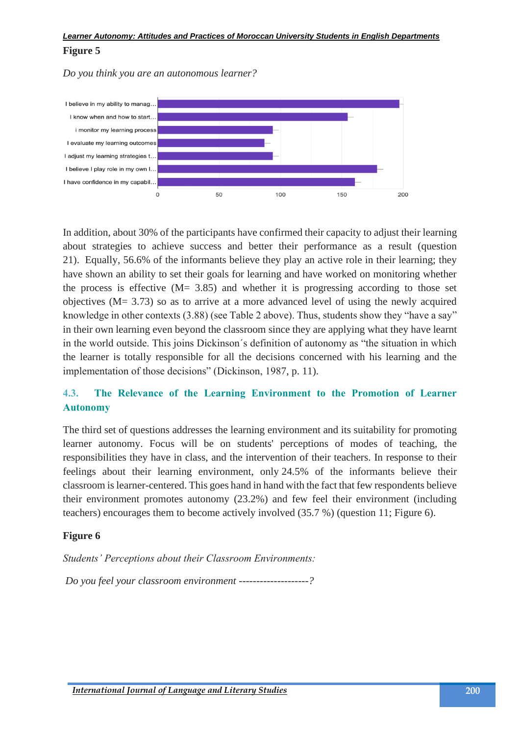**Figure 5**

*Do you think you are an autonomous learner?*

In addition, about 30% of the participants have confirmed their capacity to adjust their learning about strategies to achieve success and better their performance as a result (question 21). Equally, 56.6% of the informants believe they play an active role in their learning; they have shown an ability to set their goals for learning and have worked on monitoring whether the process is effective (M= 3.85) and whether it is progressing according to those set objectives (M= 3.73) so as to arrive at a more advanced level of using the newly acquired knowledge in other contexts (3.88) (see Table 2 above). Thus, students show they "have a say" in their own learning even beyond the classroom since they are applying what they have learnt in the world outside. This joins Dickinson´s definition of autonomy as "the situation in which the learner is totally responsible for all the decisions concerned with his learning and the implementation of those decisions" (Dickinson, 1987, p. 11).

## 4.3. The Relevance of the Learning Environment to the Promotion of Learner Autonomy

The third set of questions addresses the learning environment and its suitability for promoting learner autonomy. Focus will be on students' perceptions of modes of teaching, the responsibilities they have in class, and the intervention of their teachers. In response to their feelings about their learning environment, only 24.5% of the informants believe their classroom is learner-centered. This goes hand in hand with the fact that few respondents believe their environment promotes autonomy (23.2%) and few feel their environment (including teachers) encourages them to become actively involved (35.7 %) (question 11; Figure 6).

**Figure 6**

*Students' Perceptions about their Classroom Environments:*

*Do you feel your classroom environment --------------------?*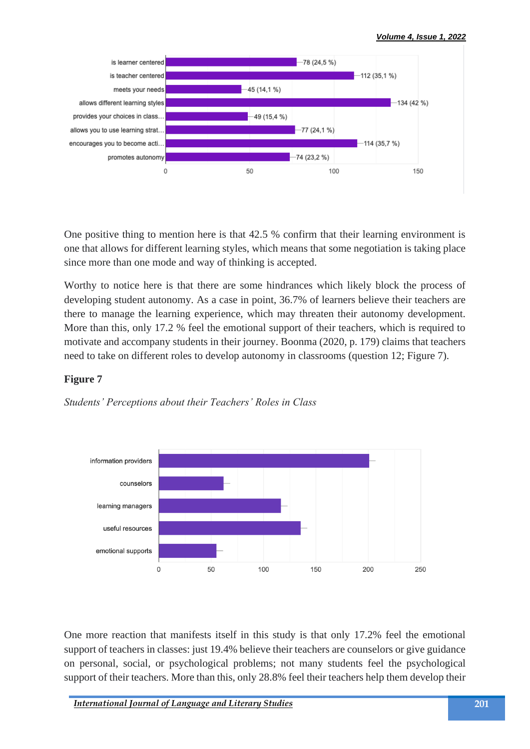One positive thing to mention here is that 42.5 % confirm that their learning environment is one that allows for different learning styles, which means that some negotiation is taking place since more than one mode and way of thinking is accepted.

Worthy to notice here is that there are some hindrances which likely block the process of developing student autonomy. As a case in point, 36.7% of learners believe their teachers are there to manage the learning experience, which may threaten their autonomy development. More than this, only 17.2 % feel the emotional support of their teachers, which is required to motivate and accompany students in their journey. Boonma (2020, p. 179) claims that teachers need to take on different roles to develop autonomy in classrooms (question 12; Figure 7).

**Figure 7**

*Students' Perceptions about their Teachers' Roles in Class*

One more reaction that manifests itself in this study is that only 17.2% feel the emotional support of teachers in classes: just 19.4% believe their teachers are counselors or give guidance on personal, social, or psychological problems; not many students feel the psychological support of their teachers. More than this, only 28.8% feel their teachers help them develop their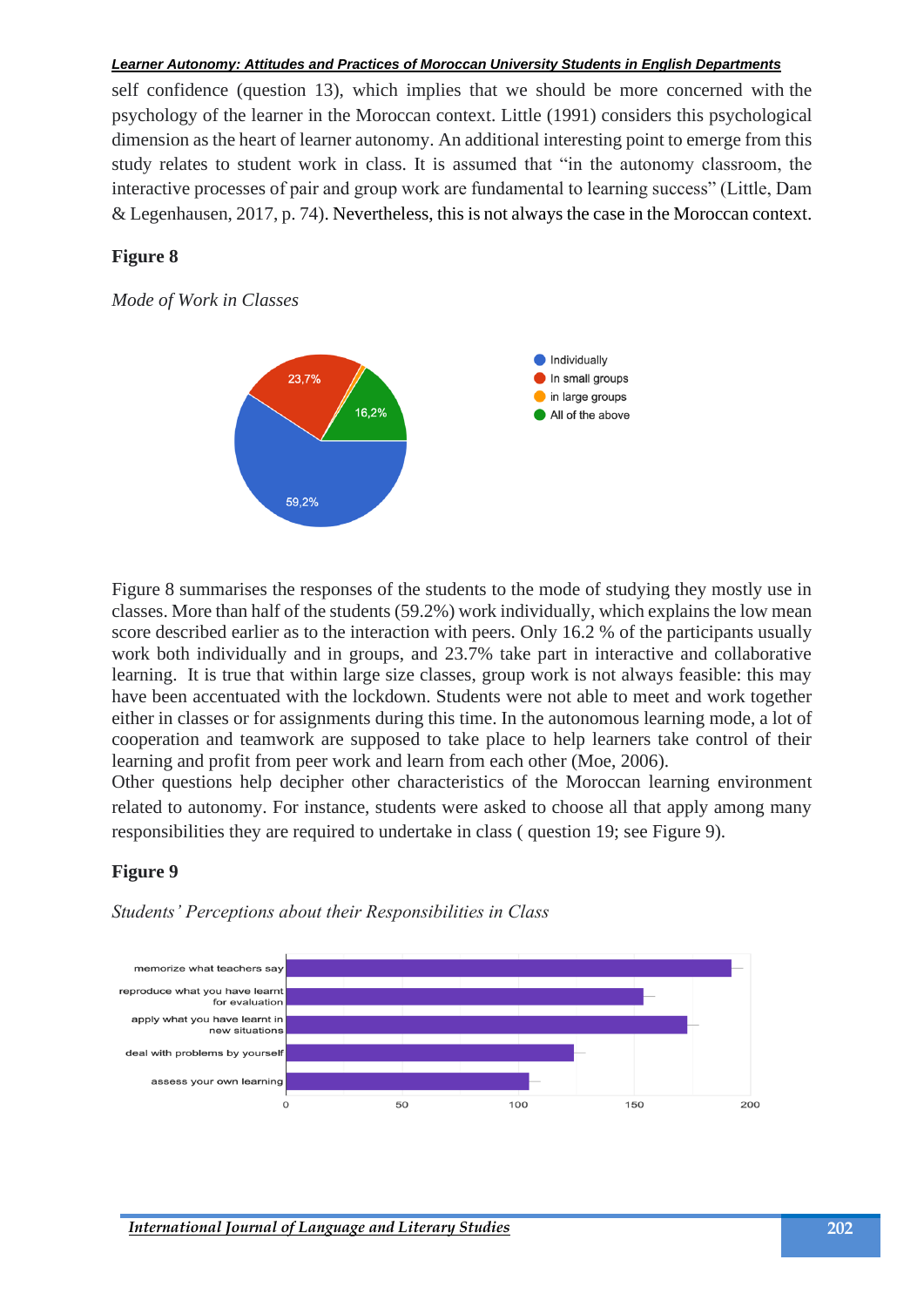self confidence (question 13), which implies that we should be more concerned with the psychology of the learner in the Moroccan context. Little (1991) considers this psychological dimension as the heart of learner autonomy. An additional interesting point to emerge from this study relates to student work in class. It is assumed that "in the autonomy classroom, the interactive processes of pair and group work are fundamental to learning success" (Little, Dam & Legenhausen, 2017, p. 74). Nevertheless, this is not always the case in the Moroccan context.

**Figure 8**

*Mode of Work in Classes*

Figure 8 summarises the responses of the students to the mode of studying they mostly use in classes. More than half of the students (59.2%) work individually, which explains the low mean score described earlier as to the interaction with peers. Only 16.2 % of the participants usually work both individually and in groups, and 23.7% take part in interactive and collaborative learning. It is true that within large size classes, group work is not always feasible: this may have been accentuated with the lockdown. Students were not able to meet and work together either in classes or for assignments during this time. In the autonomous learning mode, a lot of cooperation and teamwork are supposed to take place to help learners take control of their learning and profit from peer work and learn from each other (Moe, 2006).

Other questions help decipher other characteristics of the Moroccan learning environment related to autonomy. For instance, students were asked to choose all that apply among many responsibilities they are required to undertake in class ( question 19; see Figure 9).

**Figure 9**

*Students' Perceptions about their Responsibilities in Class*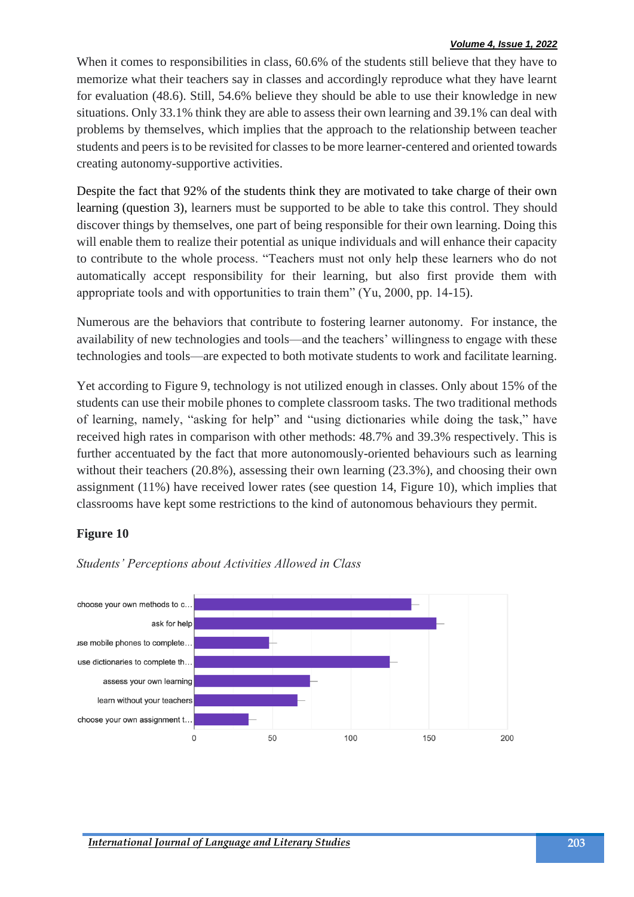When it comes to responsibilities in class, 60.6% of the students still believe that they have to memorize what their teachers say in classes and accordingly reproduce what they have learnt for evaluation (48.6). Still, 54.6% believe they should be able to use their knowledge in new situations. Only 33.1% think they are able to assess their own learning and 39.1% can deal with problems by themselves, which implies that the approach to the relationship between teacher students and peers is to be revisited for classes to be more learner-centered and oriented towards creating autonomy-supportive activities.

Despite the fact that 92% of the students think they are motivated to take charge of their own learning (question 3), learners must be supported to be able to take this control. They should discover things by themselves, one part of being responsible for their own learning. Doing this will enable them to realize their potential as unique individuals and will enhance their capacity to contribute to the whole process. "Teachers must not only help these learners who do not automatically accept responsibility for their learning, but also first provide them with appropriate tools and with opportunities to train them" (Yu, 2000, pp. 14-15).

Numerous are the behaviors that contribute to fostering learner autonomy. For instance, the availability of new technologies and tools—and the teachers' willingness to engage with these technologies and tools—are expected to both motivate students to work and facilitate learning.

Yet according to Figure 9, technology is not utilized enough in classes. Only about 15% of the students can use their mobile phones to complete classroom tasks. The two traditional methods of learning, namely, "asking for help" and "using dictionaries while doing the task," have received high rates in comparison with other methods: 48.7% and 39.3% respectively. This is further accentuated by the fact that more autonomously-oriented behaviours such as learning without their teachers (20.8%), assessing their own learning (23.3%), and choosing their own assignment (11%) have received lower rates (see question 14, Figure 10), which implies that classrooms have kept some restrictions to the kind of autonomous behaviours they permit.

**Figure 10**

*Students' Perceptions about Activities Allowed in Class*

| Activity | Count (approx.) |
| --- | --- |
| choose your own methods to c… | ~139 |
| ask for help | ~155 |
| use mobile phones to complete… | ~48 |
| use dictionaries to complete th… | ~125 |
| assess your own learning | ~74 |
| learn without your teachers | ~66 |
| choose your own assignment t… | ~35 |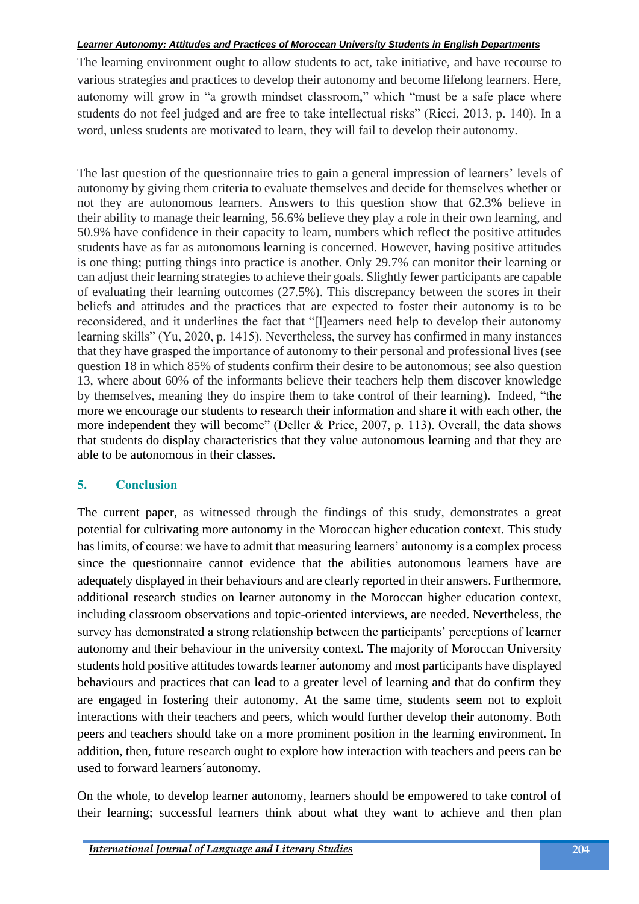The learning environment ought to allow students to act, take initiative, and have recourse to various strategies and practices to develop their autonomy and become lifelong learners. Here, autonomy will grow in "a growth mindset classroom," which "must be a safe place where students do not feel judged and are free to take intellectual risks" (Ricci, 2013, p. 140). In a word, unless students are motivated to learn, they will fail to develop their autonomy.

The last question of the questionnaire tries to gain a general impression of learners' levels of autonomy by giving them criteria to evaluate themselves and decide for themselves whether or not they are autonomous learners. Answers to this question show that 62.3% believe in their ability to manage their learning, 56.6% believe they play a role in their own learning, and 50.9% have confidence in their capacity to learn, numbers which reflect the positive attitudes students have as far as autonomous learning is concerned. However, having positive attitudes is one thing; putting things into practice is another. Only 29.7% can monitor their learning or can adjust their learning strategies to achieve their goals. Slightly fewer participants are capable of evaluating their learning outcomes (27.5%). This discrepancy between the scores in their beliefs and attitudes and the practices that are expected to foster their autonomy is to be reconsidered, and it underlines the fact that "[l]earners need help to develop their autonomy learning skills" (Yu, 2020, p. 1415). Nevertheless, the survey has confirmed in many instances that they have grasped the importance of autonomy to their personal and professional lives (see question 18 in which 85% of students confirm their desire to be autonomous; see also question 13, where about 60% of the informants believe their teachers help them discover knowledge by themselves, meaning they do inspire them to take control of their learning). Indeed, "the more we encourage our students to research their information and share it with each other, the more independent they will become" (Deller & Price, 2007, p. 113). Overall, the data shows that students do display characteristics that they value autonomous learning and that they are able to be autonomous in their classes.

## 5. Conclusion

The current paper, as witnessed through the findings of this study, demonstrates a great potential for cultivating more autonomy in the Moroccan higher education context. This study has limits, of course: we have to admit that measuring learners' autonomy is a complex process since the questionnaire cannot evidence that the abilities autonomous learners have are adequately displayed in their behaviours and are clearly reported in their answers. Furthermore, additional research studies on learner autonomy in the Moroccan higher education context, including classroom observations and topic-oriented interviews, are needed. Nevertheless, the survey has demonstrated a strong relationship between the participants' perceptions of learner autonomy and their behaviour in the university context. The majority of Moroccan University students hold positive attitudes towards learner´autonomy and most participants have displayed behaviours and practices that can lead to a greater level of learning and that do confirm they are engaged in fostering their autonomy. At the same time, students seem not to exploit interactions with their teachers and peers, which would further develop their autonomy. Both peers and teachers should take on a more prominent position in the learning environment. In addition, then, future research ought to explore how interaction with teachers and peers can be used to forward learners´autonomy.

On the whole, to develop learner autonomy, learners should be empowered to take control of their learning; successful learners think about what they want to achieve and then plan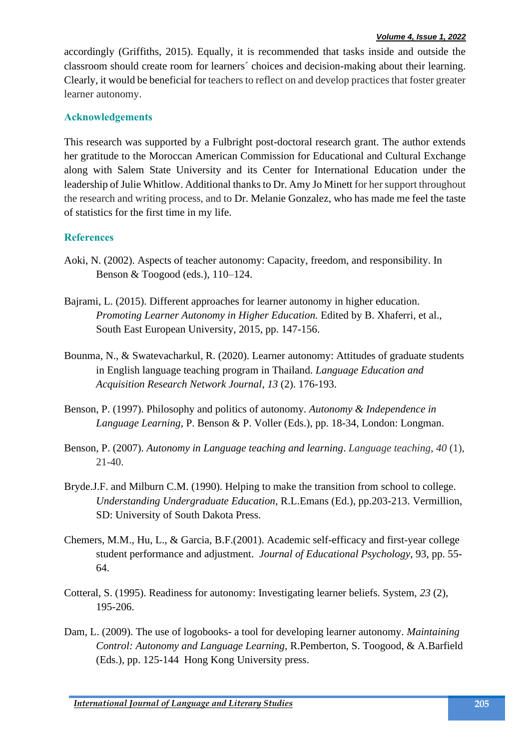accordingly (Griffiths, 2015). Equally, it is recommended that tasks inside and outside the classroom should create room for learners´ choices and decision-making about their learning. Clearly, it would be beneficial for teachers to reflect on and develop practices that foster greater learner autonomy.

## Acknowledgements

This research was supported by a Fulbright post-doctoral research grant. The author extends her gratitude to the Moroccan American Commission for Educational and Cultural Exchange along with Salem State University and its Center for International Education under the leadership of Julie Whitlow. Additional thanks to Dr. Amy Jo Minett for her support throughout the research and writing process, and to Dr. Melanie Gonzalez, who has made me feel the taste of statistics for the first time in my life.

## References

Aoki, N. (2002). Aspects of teacher autonomy: Capacity, freedom, and responsibility. In Benson & Toogood (eds.), 110–124.

Bajrami, L. (2015). Different approaches for learner autonomy in higher education. *Promoting Learner Autonomy in Higher Education.* Edited by B. Xhaferri, et al., South East European University, 2015, pp. 147-156.

Bounma, N., & Swatevacharkul, R. (2020). Learner autonomy: Attitudes of graduate students in English language teaching program in Thailand. *Language Education and Acquisition Research Network Journal*, *13* (2). 176-193.

Benson, P. (1997). Philosophy and politics of autonomy. *Autonomy & Independence in Language Learning*, P. Benson & P. Voller (Eds.), pp. 18-34, London: Longman.

Benson, P. (2007). *Autonomy in Language teaching and learning*. *Language teaching*, *40* (1), 21-40.

Bryde.J.F. and Milburn C.M. (1990). Helping to make the transition from school to college. *Understanding Undergraduate Education*, R.L.Emans (Ed.), pp.203-213. Vermillion, SD: University of South Dakota Press.

Chemers, M.M., Hu, L., & Garcia, B.F.(2001). Academic self-efficacy and first-year college student performance and adjustment. *Journal of Educational Psychology*, 93, pp. 55-64.

Cotteral, S. (1995). Readiness for autonomy: Investigating learner beliefs. System, *23* (2), 195-206.

Dam, L. (2009). The use of logobooks- a tool for developing learner autonomy. *Maintaining Control: Autonomy and Language Learning*, R.Pemberton, S. Toogood, & A.Barfield (Eds.), pp. 125-144 Hong Kong University press.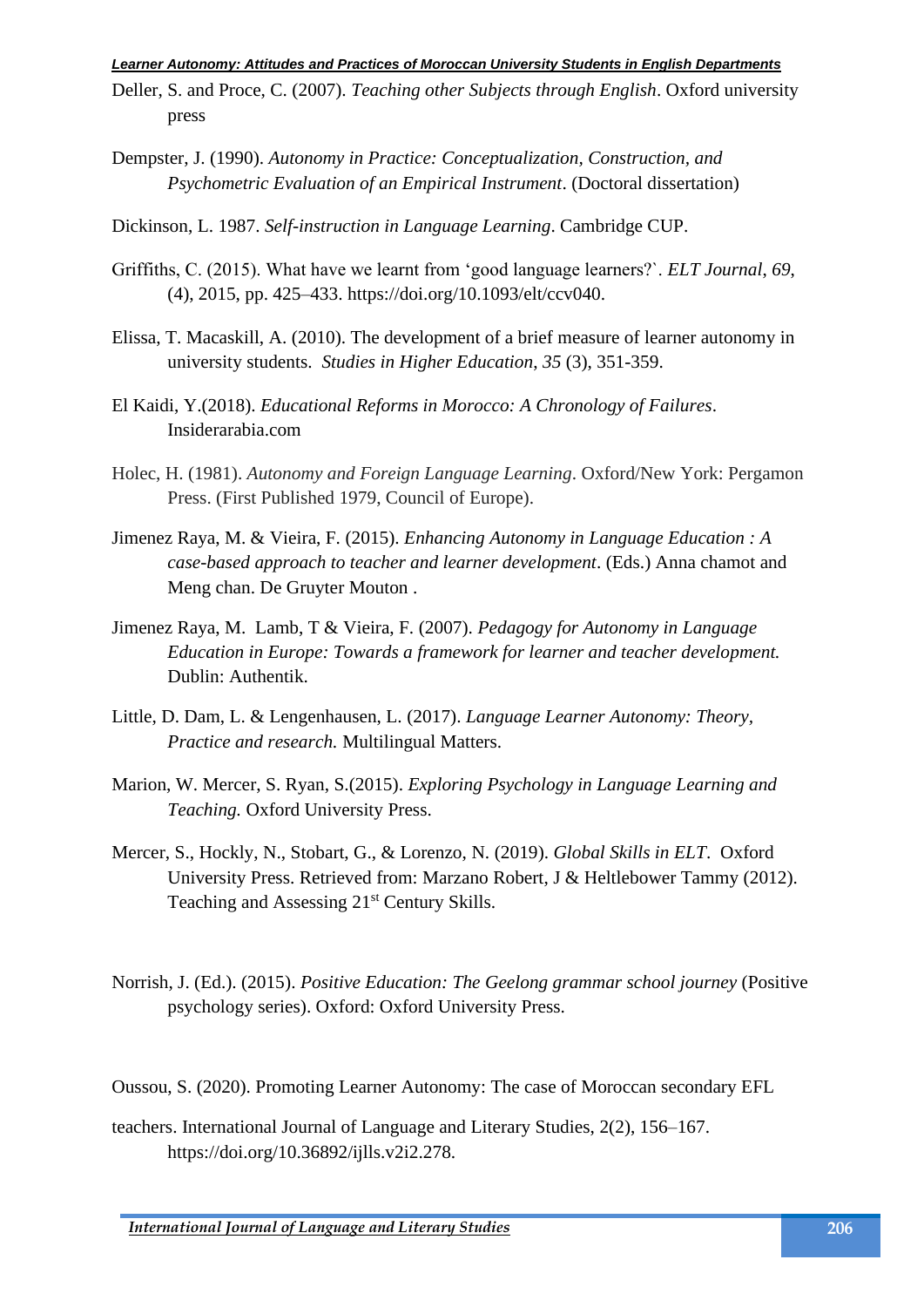Deller, S. and Proce, C. (2007). *Teaching other Subjects through English*. Oxford university press

Dempster, J. (1990). *Autonomy in Practice: Conceptualization, Construction, and Psychometric Evaluation of an Empirical Instrument*. (Doctoral dissertation)

Dickinson, L. 1987. *Self-instruction in Language Learning*. Cambridge CUP.

Griffiths, C. (2015). What have we learnt from 'good language learners?`. *ELT Journal*, *69*, (4), 2015, pp. 425–433. https://doi.org/10.1093/elt/ccv040.

Elissa, T. Macaskill, A. (2010). The development of a brief measure of learner autonomy in university students. *Studies in Higher Education*, *35* (3), 351-359.

El Kaidi, Y.(2018). *Educational Reforms in Morocco: A Chronology of Failures*. Insiderarabia.com

Holec, H. (1981). *Autonomy and Foreign Language Learning*. Oxford/New York: Pergamon Press. (First Published 1979, Council of Europe).

Jimenez Raya, M. & Vieira, F. (2015). *Enhancing Autonomy in Language Education : A case-based approach to teacher and learner development*. (Eds.) Anna chamot and Meng chan. De Gruyter Mouton .

Jimenez Raya, M. Lamb, T & Vieira, F. (2007). *Pedagogy for Autonomy in Language Education in Europe: Towards a framework for learner and teacher development.* Dublin: Authentik.

Little, D. Dam, L. & Lengenhausen, L. (2017). *Language Learner Autonomy: Theory, Practice and research.* Multilingual Matters.

Marion, W. Mercer, S. Ryan, S.(2015). *Exploring Psychology in Language Learning and Teaching.* Oxford University Press.

Mercer, S., Hockly, N., Stobart, G., & Lorenzo, N. (2019). *Global Skills in ELT*. Oxford University Press. Retrieved from: Marzano Robert, J & Heltlebower Tammy (2012). Teaching and Assessing 21st Century Skills.

Norrish, J. (Ed.). (2015). *Positive Education: The Geelong grammar school journey* (Positive psychology series). Oxford: Oxford University Press.

Oussou, S. (2020). Promoting Learner Autonomy: The case of Moroccan secondary EFL teachers. International Journal of Language and Literary Studies, 2(2), 156–167. https://doi.org/10.36892/ijlls.v2i2.278.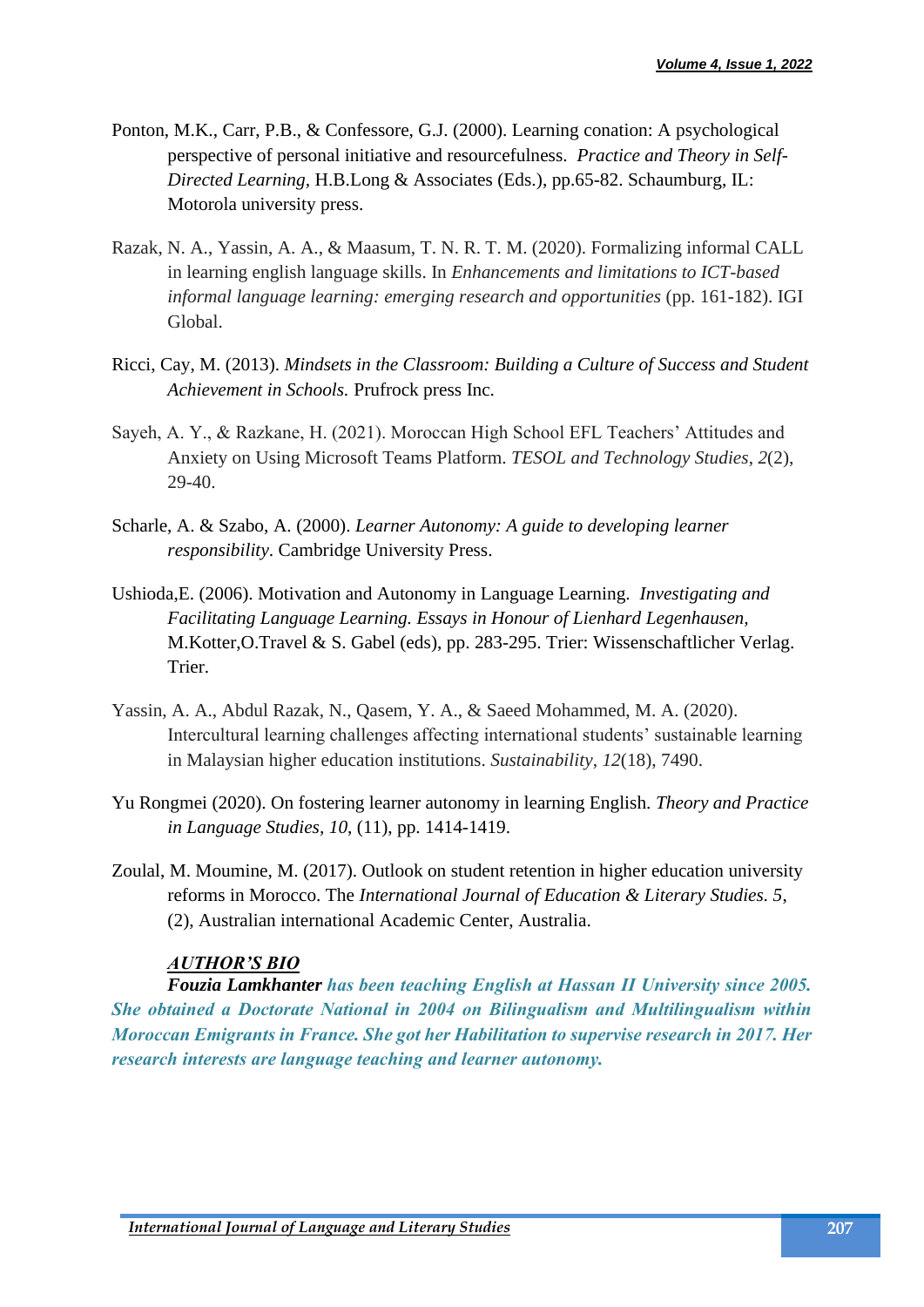Ponton, M.K., Carr, P.B., & Confessore, G.J. (2000). Learning conation: A psychological perspective of personal initiative and resourcefulness. *Practice and Theory in Self-Directed Learning*, H.B.Long & Associates (Eds.), pp.65-82. Schaumburg, IL: Motorola university press.

Razak, N. A., Yassin, A. A., & Maasum, T. N. R. T. M. (2020). Formalizing informal CALL in learning english language skills. In *Enhancements and limitations to ICT-based informal language learning: emerging research and opportunities* (pp. 161-182). IGI Global.

Ricci, Cay, M. (2013). *Mindsets in the Classroom: Building a Culture of Success and Student Achievement in Schools.* Prufrock press Inc.

Sayeh, A. Y., & Razkane, H. (2021). Moroccan High School EFL Teachers' Attitudes and Anxiety on Using Microsoft Teams Platform. *TESOL and Technology Studies*, *2*(2), 29-40.

Scharle, A. & Szabo, A. (2000). *Learner Autonomy: A guide to developing learner responsibility*. Cambridge University Press.

Ushioda,E. (2006). Motivation and Autonomy in Language Learning. *Investigating and Facilitating Language Learning. Essays in Honour of Lienhard Legenhausen*, M.Kotter,O.Travel & S. Gabel (eds), pp. 283-295. Trier: Wissenschaftlicher Verlag. Trier.

Yassin, A. A., Abdul Razak, N., Qasem, Y. A., & Saeed Mohammed, M. A. (2020). Intercultural learning challenges affecting international students' sustainable learning in Malaysian higher education institutions. *Sustainability*, *12*(18), 7490.

Yu Rongmei (2020). On fostering learner autonomy in learning English. *Theory and Practice in Language Studies*, *10*, (11), pp. 1414-1419.

Zoulal, M. Moumine, M. (2017). Outlook on student retention in higher education university reforms in Morocco. The *International Journal of Education & Literary Studies. 5*, (2), Australian international Academic Center, Australia.

***AUTHOR'S BIO***

***Fouzia Lamkhanter** has been teaching English at Hassan II University since 2005. She obtained a Doctorate National in 2004 on Bilingualism and Multilingualism within Moroccan Emigrants in France. She got her Habilitation to supervise research in 2017. Her research interests are language teaching and learner autonomy.*